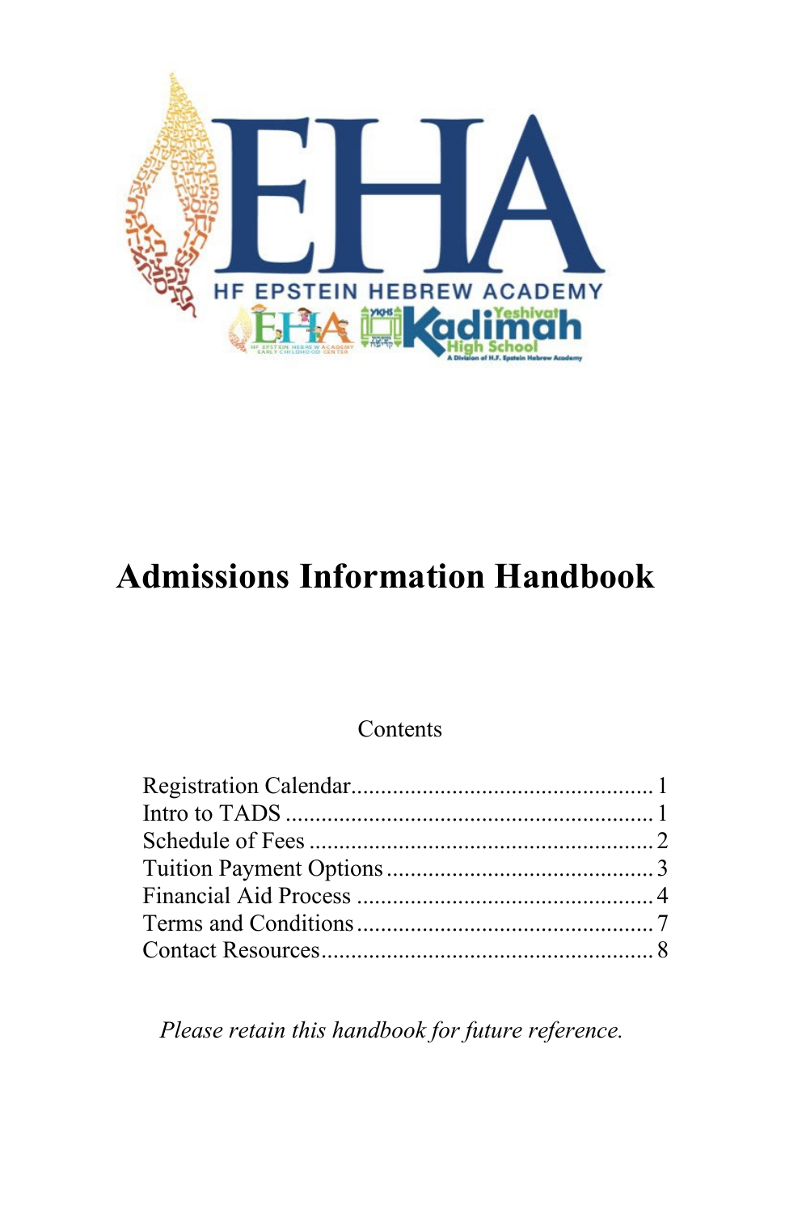# Admissions Information Handbook

Contents

| | |
|---|---|
| Registration Calendar | 1 |
| Intro to TADS | 1 |
| Schedule of Fees | 2 |
| Tuition Payment Options | 3 |
| Financial Aid Process | 4 |
| Terms and Conditions | 7 |
| Contact Resources | 8 |

*Please retain this handbook for future reference.*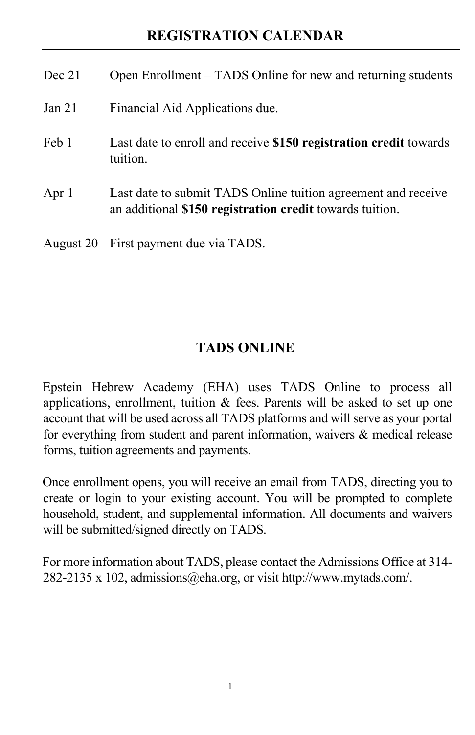## REGISTRATION CALENDAR

| | |
|---|---|
| Dec 21 | Open Enrollment – TADS Online for new and returning students |
| Jan 21 | Financial Aid Applications due. |
| Feb 1 | Last date to enroll and receive **$150 registration credit** towards tuition. |
| Apr 1 | Last date to submit TADS Online tuition agreement and receive an additional **$150 registration credit** towards tuition. |
| August 20 | First payment due via TADS. |

## TADS ONLINE

Epstein Hebrew Academy (EHA) uses TADS Online to process all applications, enrollment, tuition & fees. Parents will be asked to set up one account that will be used across all TADS platforms and will serve as your portal for everything from student and parent information, waivers & medical release forms, tuition agreements and payments.

Once enrollment opens, you will receive an email from TADS, directing you to create or login to your existing account. You will be prompted to complete household, student, and supplemental information. All documents and waivers will be submitted/signed directly on TADS.

For more information about TADS, please contact the Admissions Office at 314-282-2135 x 102, admissions@eha.org, or visit http://www.mytads.com/.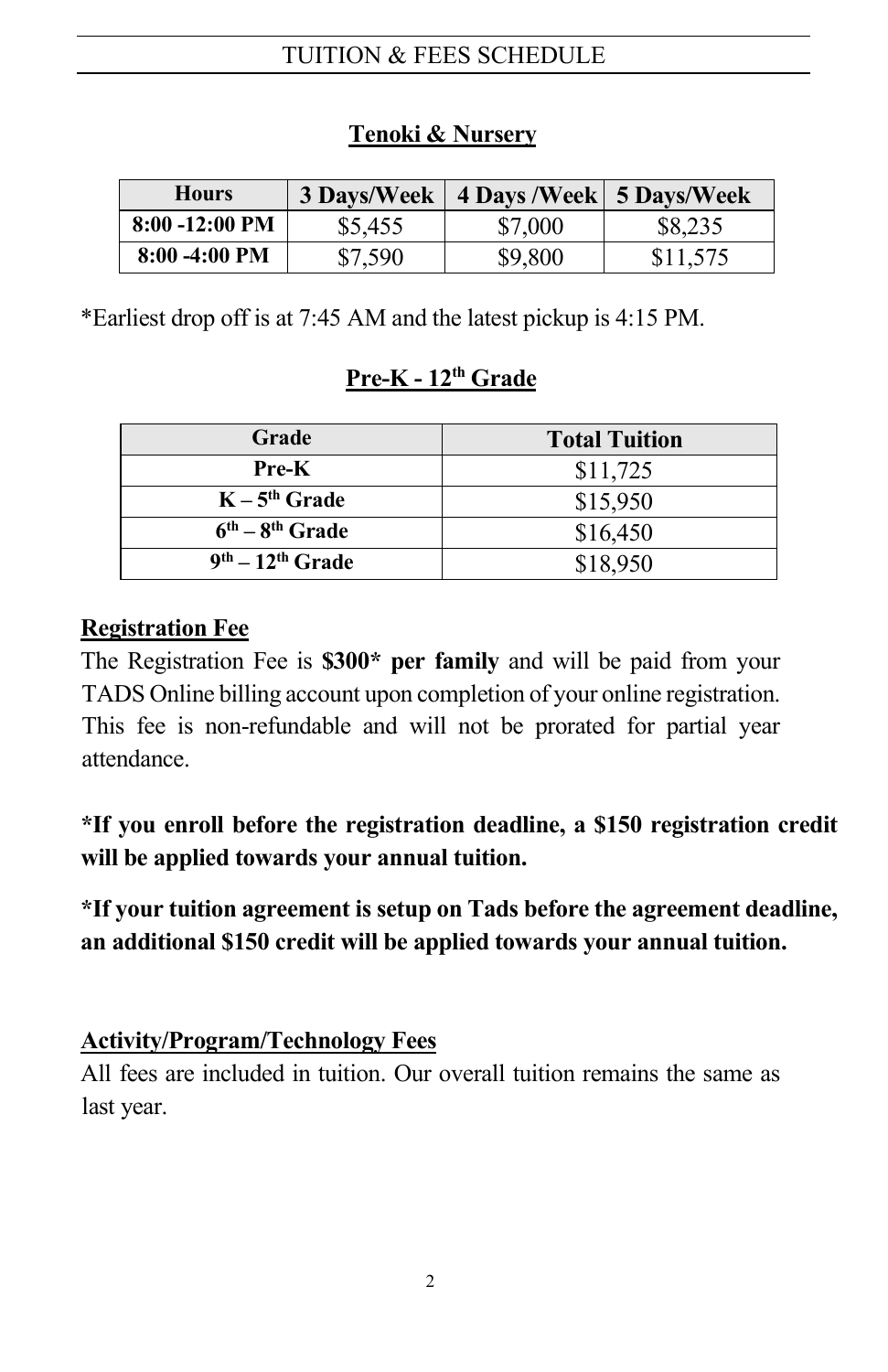## TUITION & FEES SCHEDULE

### Tenoki & Nursery

| Hours | 3 Days/Week | 4 Days /Week | 5 Days/Week |
| --- | --- | --- | --- |
| 8:00 -12:00 PM | $5,455 | $7,000 | $8,235 |
| 8:00 -4:00 PM | $7,590 | $9,800 | $11,575 |

*Earliest drop off is at 7:45 AM and the latest pickup is 4:15 PM.

### Pre-K - 12th Grade

| Grade | Total Tuition |
| --- | --- |
| Pre-K | $11,725 |
| K – 5th Grade | $15,950 |
| 6th – 8th Grade | $16,450 |
| 9th – 12th Grade | $18,950 |

**Registration Fee**

The Registration Fee is **$300* per family** and will be paid from your TADS Online billing account upon completion of your online registration. This fee is non-refundable and will not be prorated for partial year attendance.

***If you enroll before the registration deadline, a $150 registration credit will be applied towards your annual tuition.**

***If your tuition agreement is setup on Tads before the agreement deadline, an additional $150 credit will be applied towards your annual tuition.**

**Activity/Program/Technology Fees**

All fees are included in tuition. Our overall tuition remains the same as last year.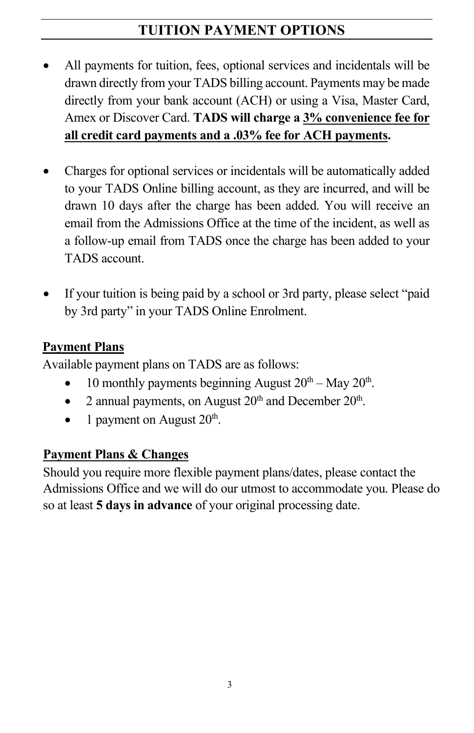## TUITION PAYMENT OPTIONS

- All payments for tuition, fees, optional services and incidentals will be drawn directly from your TADS billing account. Payments may be made directly from your bank account (ACH) or using a Visa, Master Card, Amex or Discover Card. **TADS will charge a 3% convenience fee for all credit card payments and a .03% fee for ACH payments.**

- Charges for optional services or incidentals will be automatically added to your TADS Online billing account, as they are incurred, and will be drawn 10 days after the charge has been added. You will receive an email from the Admissions Office at the time of the incident, as well as a follow-up email from TADS once the charge has been added to your TADS account.

- If your tuition is being paid by a school or 3rd party, please select "paid by 3rd party" in your TADS Online Enrolment.

**Payment Plans**

Available payment plans on TADS are as follows:

- 10 monthly payments beginning August 20th – May 20th.
- 2 annual payments, on August 20th and December 20th.
- 1 payment on August 20th.

**Payment Plans & Changes**

Should you require more flexible payment plans/dates, please contact the Admissions Office and we will do our utmost to accommodate you. Please do so at least **5 days in advance** of your original processing date.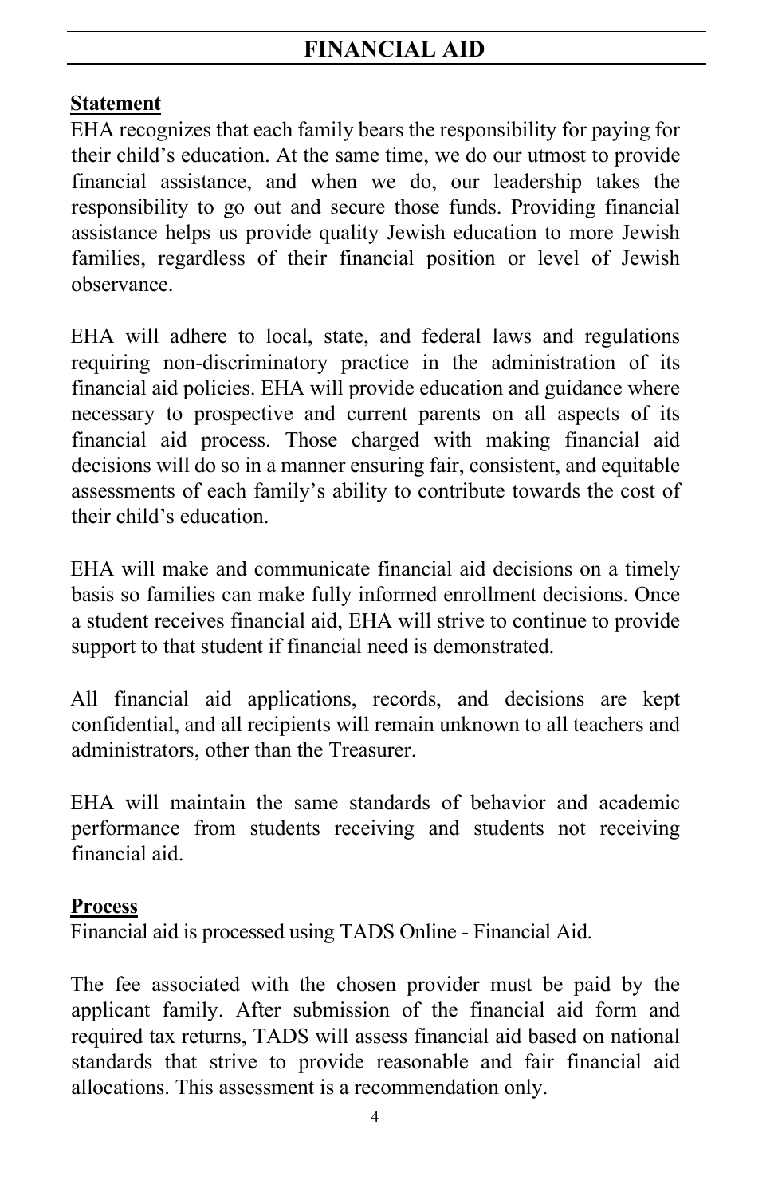## FINANCIAL AID

**Statement**

EHA recognizes that each family bears the responsibility for paying for their child's education. At the same time, we do our utmost to provide financial assistance, and when we do, our leadership takes the responsibility to go out and secure those funds. Providing financial assistance helps us provide quality Jewish education to more Jewish families, regardless of their financial position or level of Jewish observance.

EHA will adhere to local, state, and federal laws and regulations requiring non-discriminatory practice in the administration of its financial aid policies. EHA will provide education and guidance where necessary to prospective and current parents on all aspects of its financial aid process. Those charged with making financial aid decisions will do so in a manner ensuring fair, consistent, and equitable assessments of each family's ability to contribute towards the cost of their child's education.

EHA will make and communicate financial aid decisions on a timely basis so families can make fully informed enrollment decisions. Once a student receives financial aid, EHA will strive to continue to provide support to that student if financial need is demonstrated.

All financial aid applications, records, and decisions are kept confidential, and all recipients will remain unknown to all teachers and administrators, other than the Treasurer.

EHA will maintain the same standards of behavior and academic performance from students receiving and students not receiving financial aid.

**Process**

Financial aid is processed using TADS Online - Financial Aid.

The fee associated with the chosen provider must be paid by the applicant family. After submission of the financial aid form and required tax returns, TADS will assess financial aid based on national standards that strive to provide reasonable and fair financial aid allocations. This assessment is a recommendation only.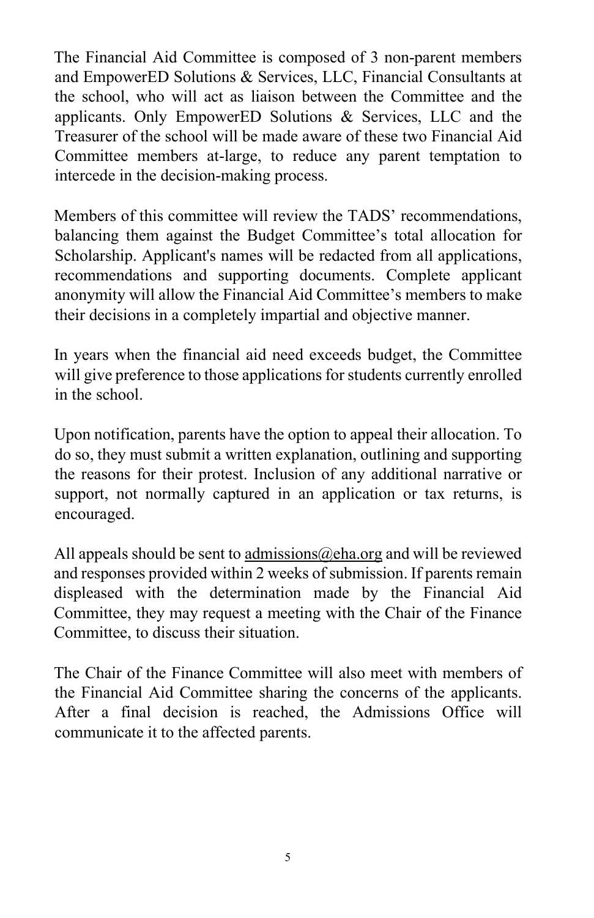The Financial Aid Committee is composed of 3 non-parent members and EmpowerED Solutions & Services, LLC, Financial Consultants at the school, who will act as liaison between the Committee and the applicants. Only EmpowerED Solutions & Services, LLC and the Treasurer of the school will be made aware of these two Financial Aid Committee members at-large, to reduce any parent temptation to intercede in the decision-making process.

Members of this committee will review the TADS' recommendations, balancing them against the Budget Committee's total allocation for Scholarship. Applicant's names will be redacted from all applications, recommendations and supporting documents. Complete applicant anonymity will allow the Financial Aid Committee's members to make their decisions in a completely impartial and objective manner.

In years when the financial aid need exceeds budget, the Committee will give preference to those applications for students currently enrolled in the school.

Upon notification, parents have the option to appeal their allocation. To do so, they must submit a written explanation, outlining and supporting the reasons for their protest. Inclusion of any additional narrative or support, not normally captured in an application or tax returns, is encouraged.

All appeals should be sent to admissions@eha.org and will be reviewed and responses provided within 2 weeks of submission. If parents remain displeased with the determination made by the Financial Aid Committee, they may request a meeting with the Chair of the Finance Committee, to discuss their situation.

The Chair of the Finance Committee will also meet with members of the Financial Aid Committee sharing the concerns of the applicants. After a final decision is reached, the Admissions Office will communicate it to the affected parents.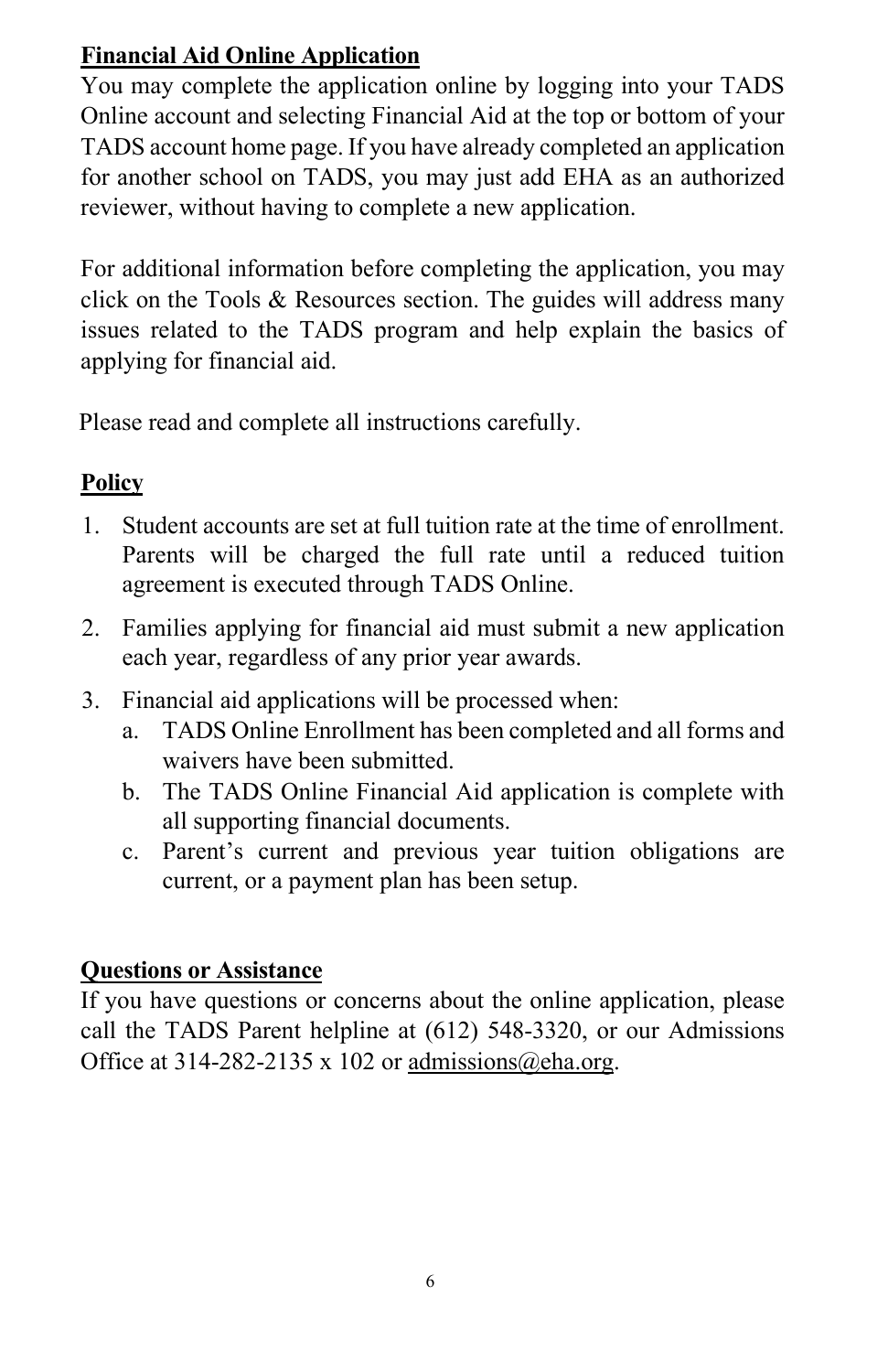**Financial Aid Online Application**

You may complete the application online by logging into your TADS Online account and selecting Financial Aid at the top or bottom of your TADS account home page. If you have already completed an application for another school on TADS, you may just add EHA as an authorized reviewer, without having to complete a new application.

For additional information before completing the application, you may click on the Tools & Resources section. The guides will address many issues related to the TADS program and help explain the basics of applying for financial aid.

Please read and complete all instructions carefully.

**Policy**

1. Student accounts are set at full tuition rate at the time of enrollment. Parents will be charged the full rate until a reduced tuition agreement is executed through TADS Online.
2. Families applying for financial aid must submit a new application each year, regardless of any prior year awards.
3. Financial aid applications will be processed when:
   a. TADS Online Enrollment has been completed and all forms and waivers have been submitted.
   b. The TADS Online Financial Aid application is complete with all supporting financial documents.
   c. Parent's current and previous year tuition obligations are current, or a payment plan has been setup.

**Questions or Assistance**

If you have questions or concerns about the online application, please call the TADS Parent helpline at (612) 548-3320, or our Admissions Office at 314-282-2135 x 102 or admissions@eha.org.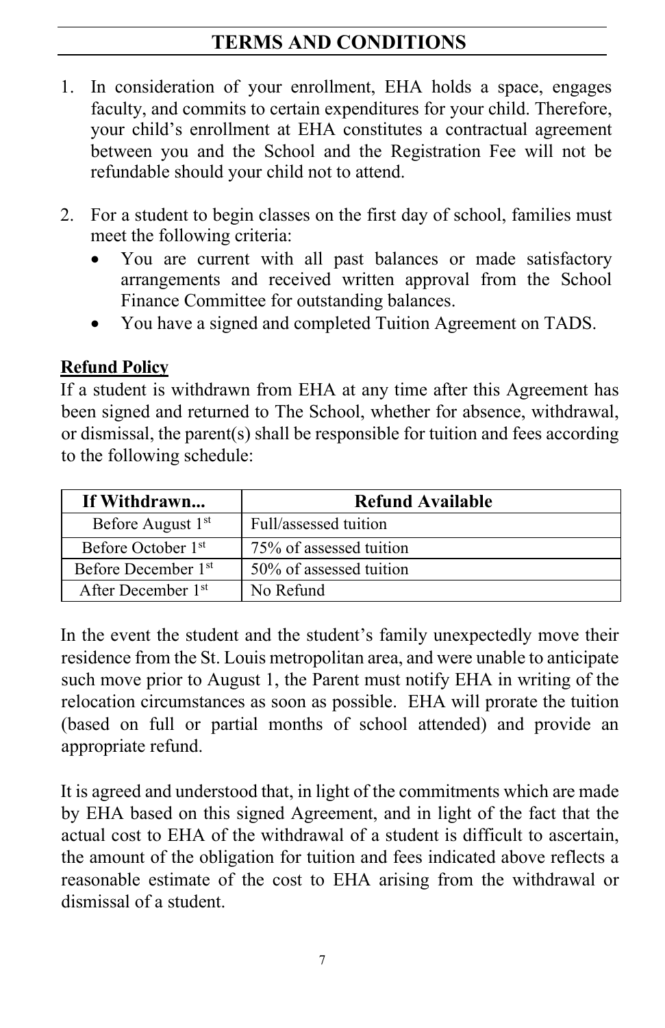## TERMS AND CONDITIONS

1. In consideration of your enrollment, EHA holds a space, engages faculty, and commits to certain expenditures for your child. Therefore, your child's enrollment at EHA constitutes a contractual agreement between you and the School and the Registration Fee will not be refundable should your child not to attend.

2. For a student to begin classes on the first day of school, families must meet the following criteria:
   - You are current with all past balances or made satisfactory arrangements and received written approval from the School Finance Committee for outstanding balances.
   - You have a signed and completed Tuition Agreement on TADS.

**Refund Policy**

If a student is withdrawn from EHA at any time after this Agreement has been signed and returned to The School, whether for absence, withdrawal, or dismissal, the parent(s) shall be responsible for tuition and fees according to the following schedule:

| If Withdrawn... | Refund Available |
|---|---|
| Before August 1st | Full/assessed tuition |
| Before October 1st | 75% of assessed tuition |
| Before December 1st | 50% of assessed tuition |
| After December 1st | No Refund |

In the event the student and the student's family unexpectedly move their residence from the St. Louis metropolitan area, and were unable to anticipate such move prior to August 1, the Parent must notify EHA in writing of the relocation circumstances as soon as possible. EHA will prorate the tuition (based on full or partial months of school attended) and provide an appropriate refund.

It is agreed and understood that, in light of the commitments which are made by EHA based on this signed Agreement, and in light of the fact that the actual cost to EHA of the withdrawal of a student is difficult to ascertain, the amount of the obligation for tuition and fees indicated above reflects a reasonable estimate of the cost to EHA arising from the withdrawal or dismissal of a student.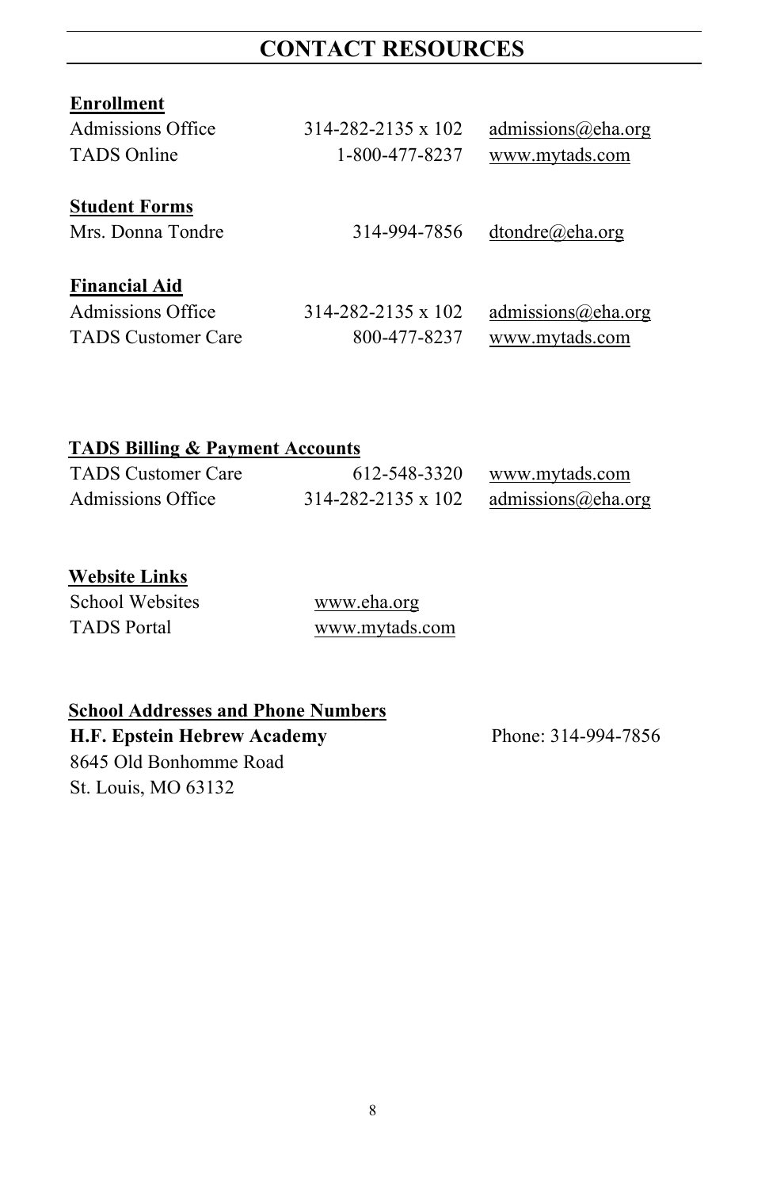# CONTACT RESOURCES

**Enrollment**

| | | |
|---|---|---|
| Admissions Office | 314-282-2135 x 102 | admissions@eha.org |
| TADS Online | 1-800-477-8237 | www.mytads.com |

**Student Forms**

| | | |
|---|---|---|
| Mrs. Donna Tondre | 314-994-7856 | dtondre@eha.org |

**Financial Aid**

| | | |
|---|---|---|
| Admissions Office | 314-282-2135 x 102 | admissions@eha.org |
| TADS Customer Care | 800-477-8237 | www.mytads.com |

**TADS Billing & Payment Accounts**

| | | |
|---|---|---|
| TADS Customer Care | 612-548-3320 | www.mytads.com |
| Admissions Office | 314-282-2135 x 102 | admissions@eha.org |

**Website Links**

| | |
|---|---|
| School Websites | www.eha.org |
| TADS Portal | www.mytads.com |

**School Addresses and Phone Numbers**

**H.F. Epstein Hebrew Academy** Phone: 314-994-7856
8645 Old Bonhomme Road
St. Louis, MO 63132